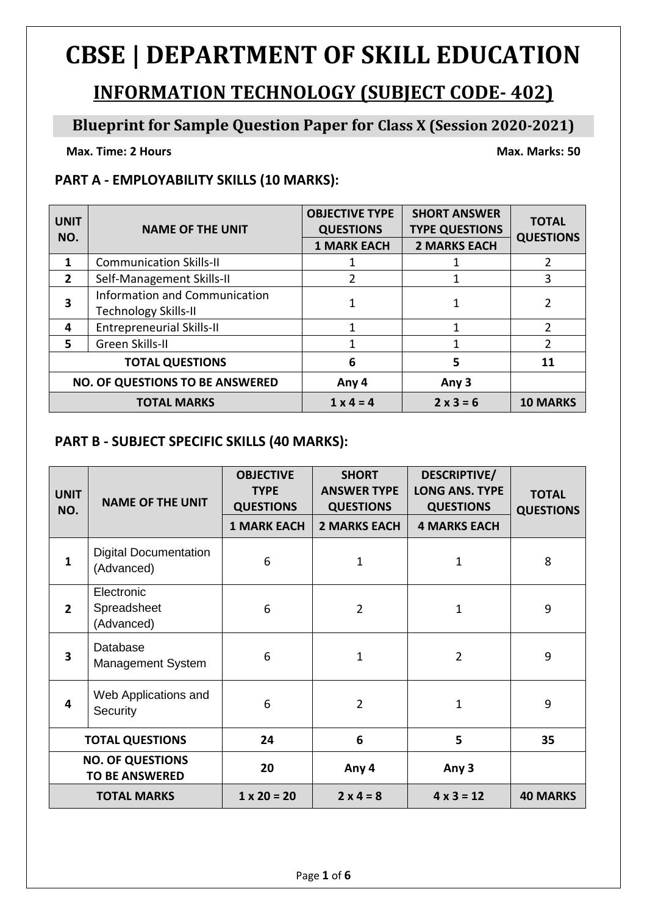# CBSE | DEPARTMENT OF SKILL EDUCATION

## INFORMATION TECHNOLOGY (SUBJECT CODE- 402)

### Blueprint for Sample Question Paper for Class X (Session 2020-2021)

**Max. Time: 2 Hours** **Max. Marks: 50**

**PART A - EMPLOYABILITY SKILLS (10 MARKS):**

| UNIT NO. | NAME OF THE UNIT | OBJECTIVE TYPE QUESTIONS | SHORT ANSWER TYPE QUESTIONS | TOTAL QUESTIONS |
|---|---|---|---|---|
| | | 1 MARK EACH | 2 MARKS EACH | |
| 1 | Communication Skills-II | 1 | 1 | 2 |
| 2 | Self-Management Skills-II | 2 | 1 | 3 |
| 3 | Information and Communication Technology Skills-II | 1 | 1 | 2 |
| 4 | Entrepreneurial Skills-II | 1 | 1 | 2 |
| 5 | Green Skills-II | 1 | 1 | 2 |
| **TOTAL QUESTIONS** | | **6** | **5** | **11** |
| **NO. OF QUESTIONS TO BE ANSWERED** | | **Any 4** | **Any 3** | |
| **TOTAL MARKS** | | **1 x 4 = 4** | **2 x 3 = 6** | **10 MARKS** |

**PART B - SUBJECT SPECIFIC SKILLS (40 MARKS):**

| UNIT NO. | NAME OF THE UNIT | OBJECTIVE TYPE QUESTIONS | SHORT ANSWER TYPE QUESTIONS | DESCRIPTIVE/ LONG ANS. TYPE QUESTIONS | TOTAL QUESTIONS |
|---|---|---|---|---|---|
| | | 1 MARK EACH | 2 MARKS EACH | 4 MARKS EACH | |
| 1 | Digital Documentation (Advanced) | 6 | 1 | 1 | 8 |
| 2 | Electronic Spreadsheet (Advanced) | 6 | 2 | 1 | 9 |
| 3 | Database Management System | 6 | 1 | 2 | 9 |
| 4 | Web Applications and Security | 6 | 2 | 1 | 9 |
| **TOTAL QUESTIONS** | | **24** | **6** | **5** | **35** |
| **NO. OF QUESTIONS TO BE ANSWERED** | | **20** | **Any 4** | **Any 3** | |
| **TOTAL MARKS** | | **1 x 20 = 20** | **2 x 4 = 8** | **4 x 3 = 12** | **40 MARKS** |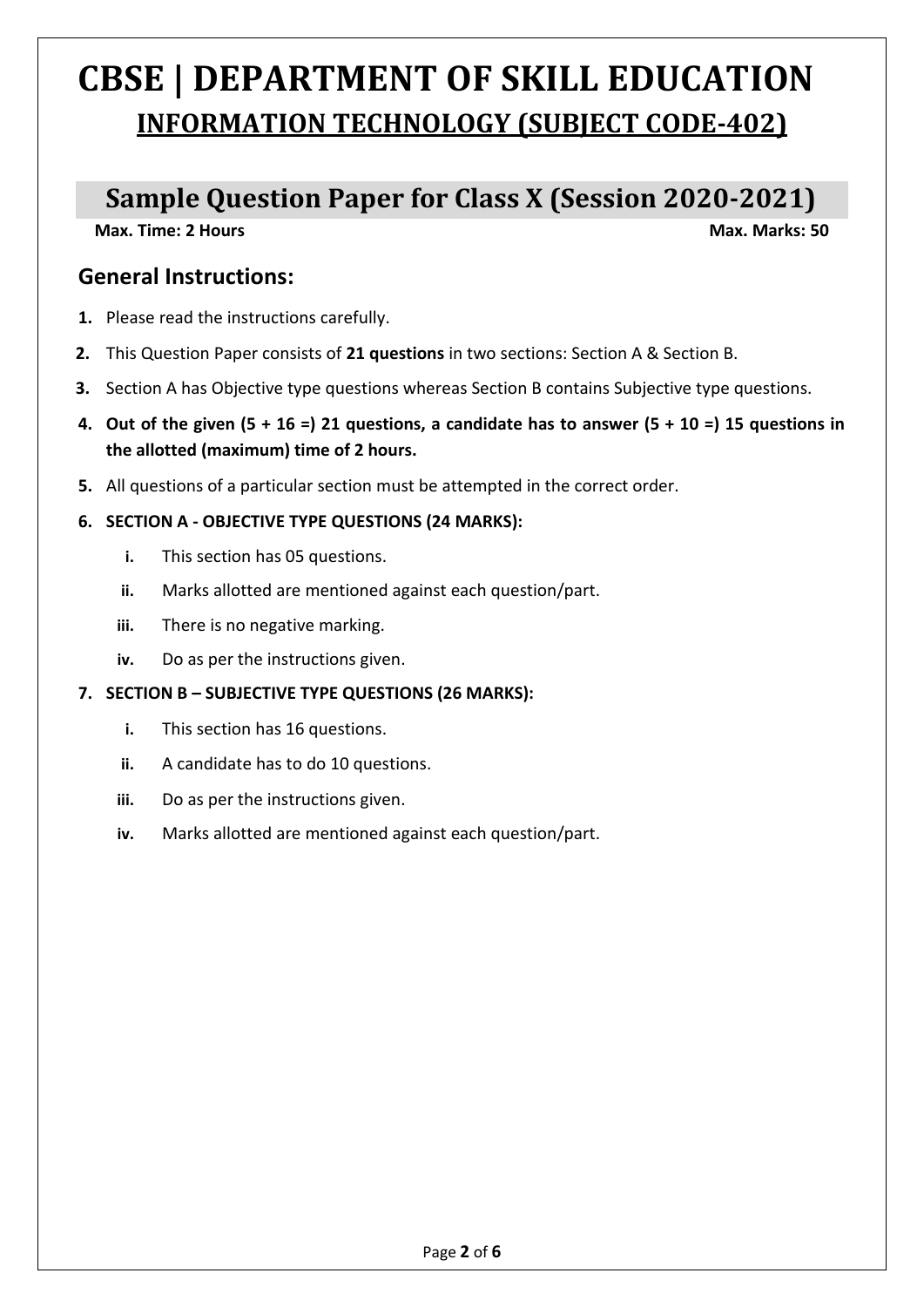# CBSE | DEPARTMENT OF SKILL EDUCATION

## INFORMATION TECHNOLOGY (SUBJECT CODE-402)

## Sample Question Paper for Class X (Session 2020-2021)

**Max. Time: 2 Hours** **Max. Marks: 50**

### General Instructions:

1. Please read the instructions carefully.
2. This Question Paper consists of **21 questions** in two sections: Section A & Section B.
3. Section A has Objective type questions whereas Section B contains Subjective type questions.
4. **Out of the given (5 + 16 =) 21 questions, a candidate has to answer (5 + 10 =) 15 questions in the allotted (maximum) time of 2 hours.**
5. All questions of a particular section must be attempted in the correct order.
6. **SECTION A - OBJECTIVE TYPE QUESTIONS (24 MARKS):**
   i. This section has 05 questions.
   ii. Marks allotted are mentioned against each question/part.
   iii. There is no negative marking.
   iv. Do as per the instructions given.
7. **SECTION B – SUBJECTIVE TYPE QUESTIONS (26 MARKS):**
   i. This section has 16 questions.
   ii. A candidate has to do 10 questions.
   iii. Do as per the instructions given.
   iv. Marks allotted are mentioned against each question/part.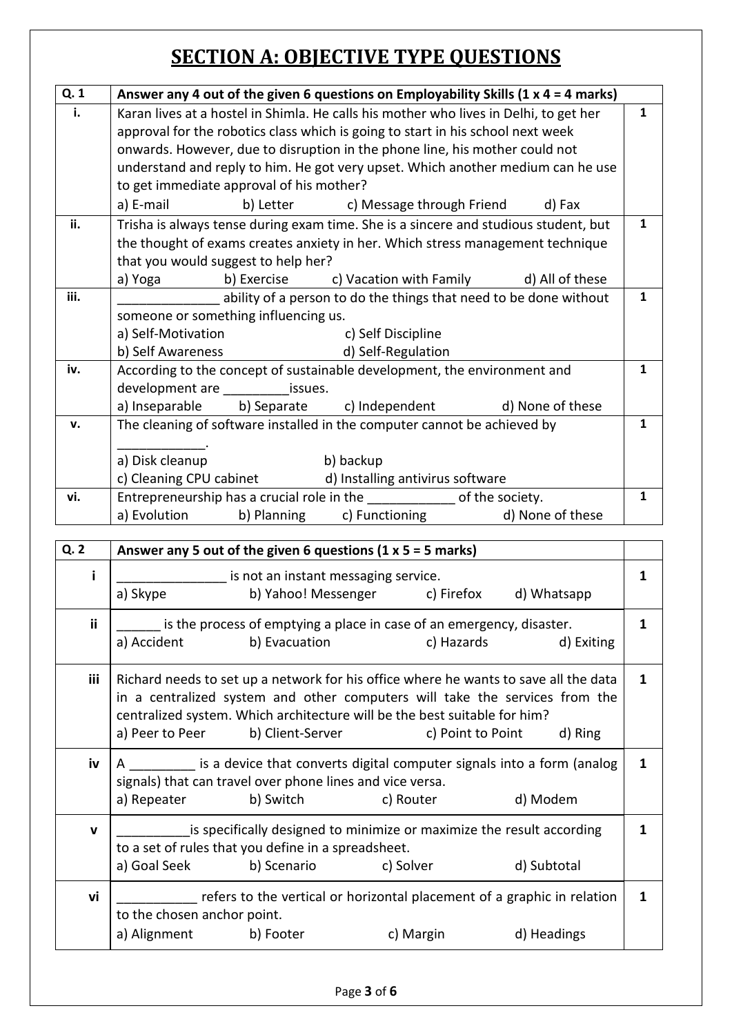# SECTION A: OBJECTIVE TYPE QUESTIONS

| Q. 1 | Answer any 4 out of the given 6 questions on Employability Skills (1 x 4 = 4 marks) | |
|---|---|---|
| i. | Karan lives at a hostel in Shimla. He calls his mother who lives in Delhi, to get her approval for the robotics class which is going to start in his school next week onwards. However, due to disruption in the phone line, his mother could not understand and reply to him. He got very upset. Which another medium can he use to get immediate approval of his mother?<br>a) E-mail b) Letter c) Message through Friend d) Fax | 1 |
| ii. | Trisha is always tense during exam time. She is a sincere and studious student, but the thought of exams creates anxiety in her. Which stress management technique that you would suggest to help her?<br>a) Yoga b) Exercise c) Vacation with Family d) All of these | 1 |
| iii. | ______________ ability of a person to do the things that need to be done without someone or something influencing us.<br>a) Self-Motivation c) Self Discipline<br>b) Self Awareness d) Self-Regulation | 1 |
| iv. | According to the concept of sustainable development, the environment and development are _________issues.<br>a) Inseparable b) Separate c) Independent d) None of these | 1 |
| v. | The cleaning of software installed in the computer cannot be achieved by ____________.<br>a) Disk cleanup b) backup<br>c) Cleaning CPU cabinet d) Installing antivirus software | 1 |
| vi. | Entrepreneurship has a crucial role in the ____________ of the society.<br>a) Evolution b) Planning c) Functioning d) None of these | 1 |

| Q. 2 | Answer any 5 out of the given 6 questions (1 x 5 = 5 marks) | |
|---|---|---|
| i | _______________ is not an instant messaging service.<br>a) Skype b) Yahoo! Messenger c) Firefox d) Whatsapp | 1 |
| ii | ______ is the process of emptying a place in case of an emergency, disaster.<br>a) Accident b) Evacuation c) Hazards d) Exiting | 1 |
| iii | Richard needs to set up a network for his office where he wants to save all the data in a centralized system and other computers will take the services from the centralized system. Which architecture will be the best suitable for him?<br>a) Peer to Peer b) Client-Server c) Point to Point d) Ring | 1 |
| iv | A _________ is a device that converts digital computer signals into a form (analog signals) that can travel over phone lines and vice versa.<br>a) Repeater b) Switch c) Router d) Modem | 1 |
| v | __________is specifically designed to minimize or maximize the result according to a set of rules that you define in a spreadsheet.<br>a) Goal Seek b) Scenario c) Solver d) Subtotal | 1 |
| vi | ___________ refers to the vertical or horizontal placement of a graphic in relation to the chosen anchor point.<br>a) Alignment b) Footer c) Margin d) Headings | 1 |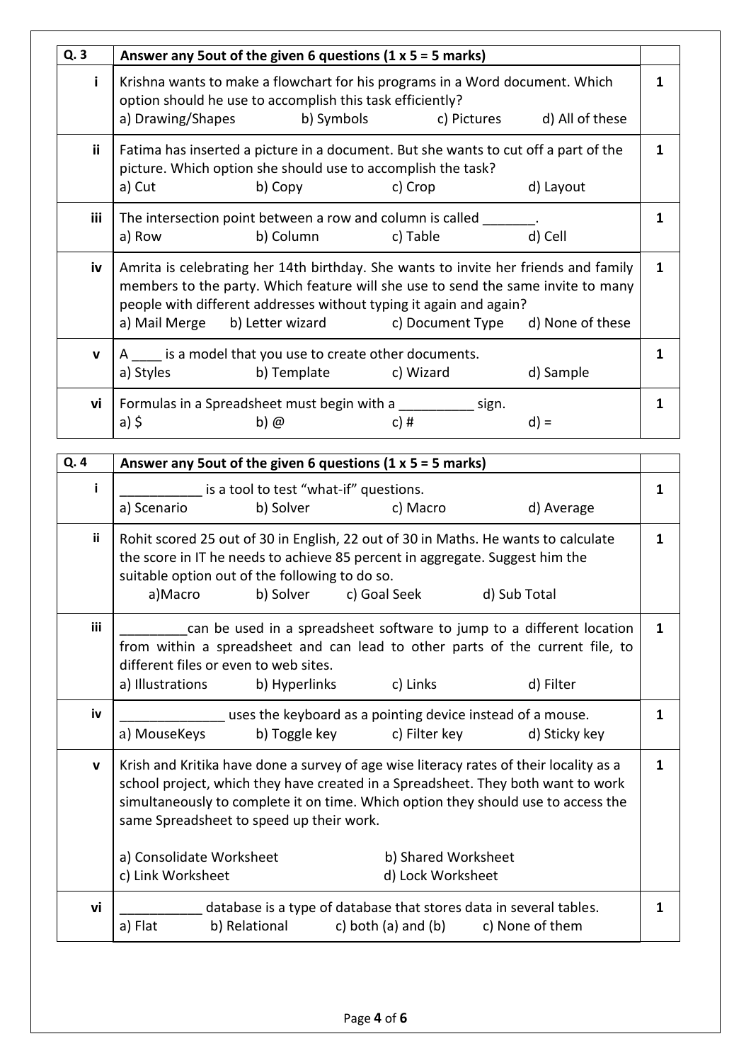| Q. 3 | Answer any 5out of the given 6 questions (1 x 5 = 5 marks) | |
|---|---|---|
| i | Krishna wants to make a flowchart for his programs in a Word document. Which option should he use to accomplish this task efficiently?<br>a) Drawing/Shapes b) Symbols c) Pictures d) All of these | 1 |
| ii | Fatima has inserted a picture in a document. But she wants to cut off a part of the picture. Which option she should use to accomplish the task?<br>a) Cut b) Copy c) Crop d) Layout | 1 |
| iii | The intersection point between a row and column is called _______.<br>a) Row b) Column c) Table d) Cell | 1 |
| iv | Amrita is celebrating her 14th birthday. She wants to invite her friends and family members to the party. Which feature will she use to send the same invite to many people with different addresses without typing it again and again?<br>a) Mail Merge b) Letter wizard c) Document Type d) None of these | 1 |
| v | A ____ is a model that you use to create other documents.<br>a) Styles b) Template c) Wizard d) Sample | 1 |
| vi | Formulas in a Spreadsheet must begin with a __________ sign.<br>a) $ b) @ c) # d) = | 1 |

| Q. 4 | Answer any 5out of the given 6 questions (1 x 5 = 5 marks) | |
|---|---|---|
| i | ___________ is a tool to test "what-if" questions.<br>a) Scenario b) Solver c) Macro d) Average | 1 |
| ii | Rohit scored 25 out of 30 in English, 22 out of 30 in Maths. He wants to calculate the score in IT he needs to achieve 85 percent in aggregate. Suggest him the suitable option out of the following to do so.<br>a)Macro b) Solver c) Goal Seek d) Sub Total | 1 |
| iii | _________can be used in a spreadsheet software to jump to a different location from within a spreadsheet and can lead to other parts of the current file, to different files or even to web sites.<br>a) Illustrations b) Hyperlinks c) Links d) Filter | 1 |
| iv | ______________ uses the keyboard as a pointing device instead of a mouse.<br>a) MouseKeys b) Toggle key c) Filter key d) Sticky key | 1 |
| v | Krish and Kritika have done a survey of age wise literacy rates of their locality as a school project, which they have created in a Spreadsheet. They both want to work simultaneously to complete it on time. Which option they should use to access the same Spreadsheet to speed up their work.<br><br>a) Consolidate Worksheet b) Shared Worksheet<br>c) Link Worksheet d) Lock Worksheet | 1 |
| vi | ___________ database is a type of database that stores data in several tables.<br>a) Flat b) Relational c) both (a) and (b) c) None of them | 1 |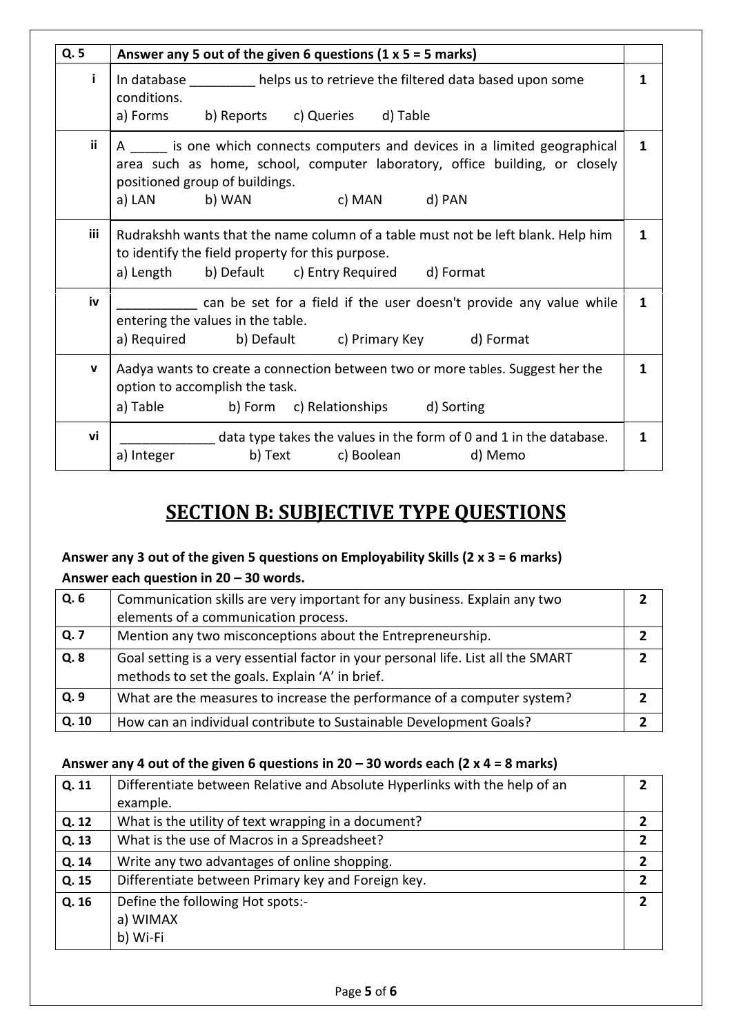| Q. 5 | Answer any 5 out of the given 6 questions (1 x 5 = 5 marks) | |
|---|---|---|
| i | In database _________ helps us to retrieve the filtered data based upon some conditions.<br>a) Forms b) Reports c) Queries d) Table | 1 |
| ii | A _____ is one which connects computers and devices in a limited geographical area such as home, school, computer laboratory, office building, or closely positioned group of buildings.<br>a) LAN b) WAN c) MAN d) PAN | 1 |
| iii | Rudrakshh wants that the name column of a table must not be left blank. Help him to identify the field property for this purpose.<br>a) Length b) Default c) Entry Required d) Format | 1 |
| iv | ___________ can be set for a field if the user doesn't provide any value while entering the values in the table.<br>a) Required b) Default c) Primary Key d) Format | 1 |
| v | Aadya wants to create a connection between two or more tables. Suggest her the option to accomplish the task.<br>a) Table b) Form c) Relationships d) Sorting | 1 |
| vi | _____________ data type takes the values in the form of 0 and 1 in the database.<br>a) Integer b) Text c) Boolean d) Memo | 1 |

# SECTION B: SUBJECTIVE TYPE QUESTIONS

**Answer any 3 out of the given 5 questions on Employability Skills (2 x 3 = 6 marks)**
**Answer each question in 20 – 30 words.**

| | | |
|---|---|---|
| Q. 6 | Communication skills are very important for any business. Explain any two elements of a communication process. | 2 |
| Q. 7 | Mention any two misconceptions about the Entrepreneurship. | 2 |
| Q. 8 | Goal setting is a very essential factor in your personal life. List all the SMART methods to set the goals. Explain 'A' in brief. | 2 |
| Q. 9 | What are the measures to increase the performance of a computer system? | 2 |
| Q. 10 | How can an individual contribute to Sustainable Development Goals? | 2 |

**Answer any 4 out of the given 6 questions in 20 – 30 words each (2 x 4 = 8 marks)**

| | | |
|---|---|---|
| Q. 11 | Differentiate between Relative and Absolute Hyperlinks with the help of an example. | 2 |
| Q. 12 | What is the utility of text wrapping in a document? | 2 |
| Q. 13 | What is the use of Macros in a Spreadsheet? | 2 |
| Q. 14 | Write any two advantages of online shopping. | 2 |
| Q. 15 | Differentiate between Primary key and Foreign key. | 2 |
| Q. 16 | Define the following Hot spots:-<br>a) WIMAX<br>b) Wi-Fi | 2 |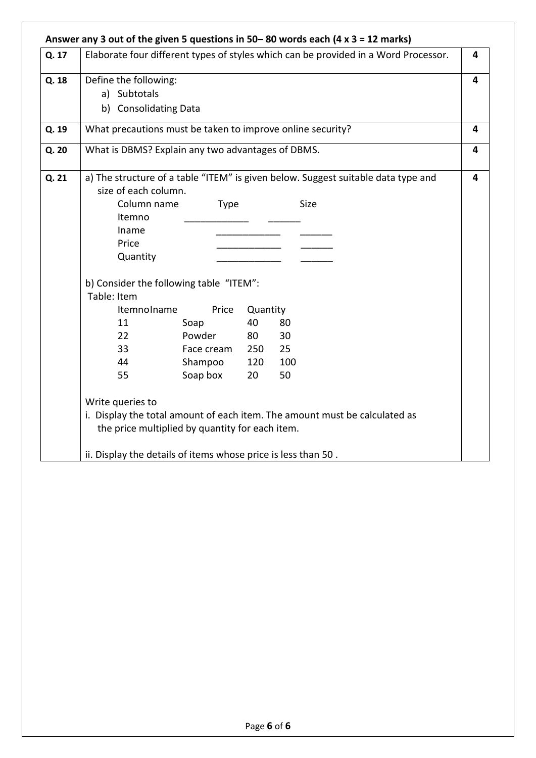**Answer any 3 out of the given 5 questions in 50– 80 words each (4 x 3 = 12 marks)**

| | | |
|---|---|---|
| **Q. 17** | Elaborate four different types of styles which can be provided in a Word Processor. | **4** |
| **Q. 18** | Define the following:<br>a) Subtotals<br>b) Consolidating Data | **4** |
| **Q. 19** | What precautions must be taken to improve online security? | **4** |
| **Q. 20** | What is DBMS? Explain any two advantages of DBMS. | **4** |
| **Q. 21** | a) The structure of a table "ITEM" is given below. Suggest suitable data type and size of each column.<br>Column name &nbsp;&nbsp; Type &nbsp;&nbsp; Size<br>Itemno &nbsp;&nbsp; ____________ &nbsp;&nbsp; ______<br>Iname &nbsp;&nbsp; ____________ &nbsp;&nbsp; ______<br>Price &nbsp;&nbsp; ____________ &nbsp;&nbsp; ______<br>Quantity &nbsp;&nbsp; ____________ &nbsp;&nbsp; ______<br><br>b) Consider the following table "ITEM":<br>Table: Item<br>Itemno Iname &nbsp;&nbsp; Price &nbsp;&nbsp; Quantity<br>11 &nbsp;&nbsp; Soap &nbsp;&nbsp; 40 &nbsp;&nbsp; 80<br>22 &nbsp;&nbsp; Powder &nbsp;&nbsp; 80 &nbsp;&nbsp; 30<br>33 &nbsp;&nbsp; Face cream &nbsp;&nbsp; 250 &nbsp;&nbsp; 25<br>44 &nbsp;&nbsp; Shampoo &nbsp;&nbsp; 120 &nbsp;&nbsp; 100<br>55 &nbsp;&nbsp; Soap box &nbsp;&nbsp; 20 &nbsp;&nbsp; 50<br><br>Write queries to<br>i. Display the total amount of each item. The amount must be calculated as the price multiplied by quantity for each item.<br><br>ii. Display the details of items whose price is less than 50 . | **4** |